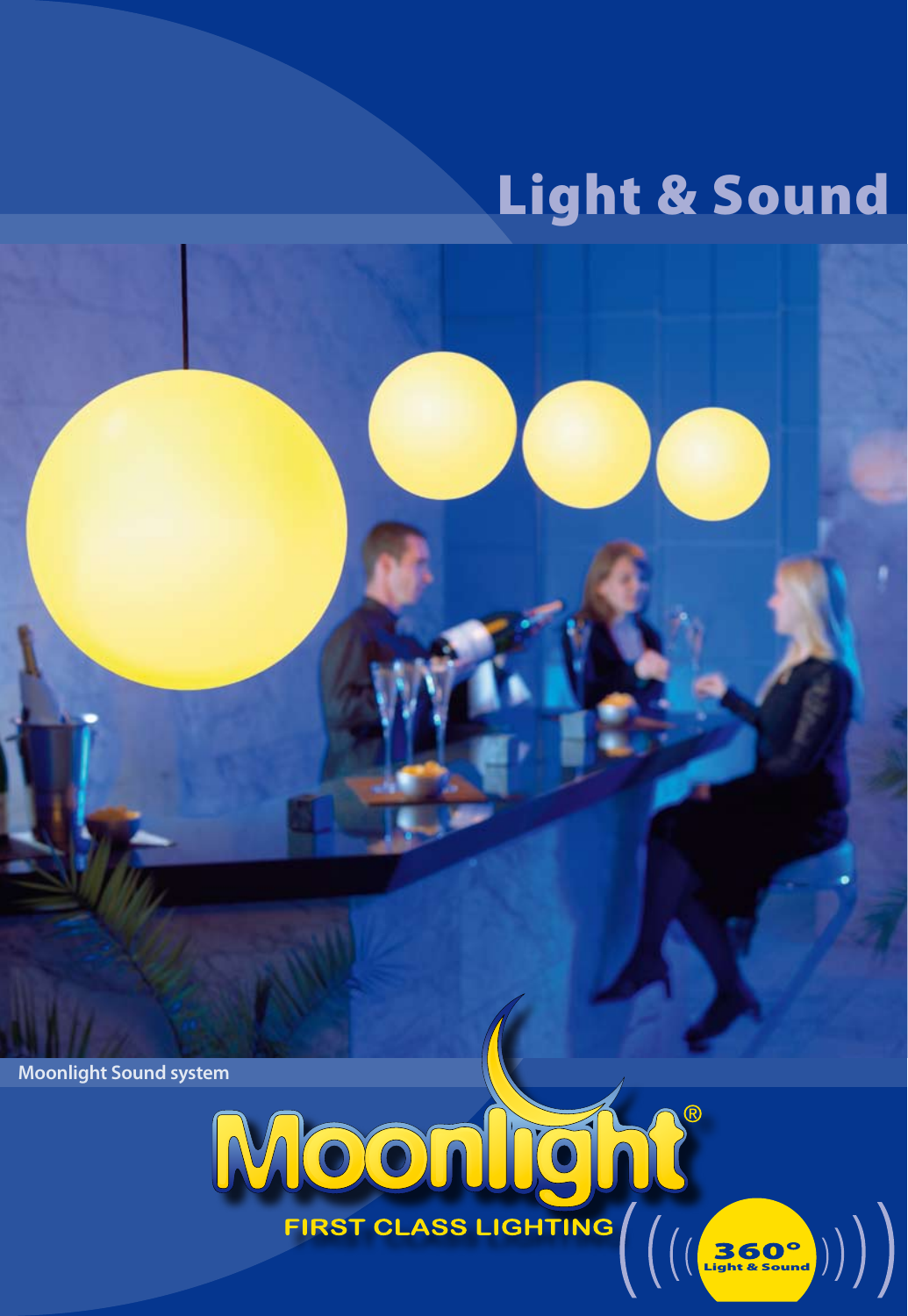# Light & Sound

Moonlight Sound system

Moonlight®

FIRST CLASS LIGHTING

360° Light & Sound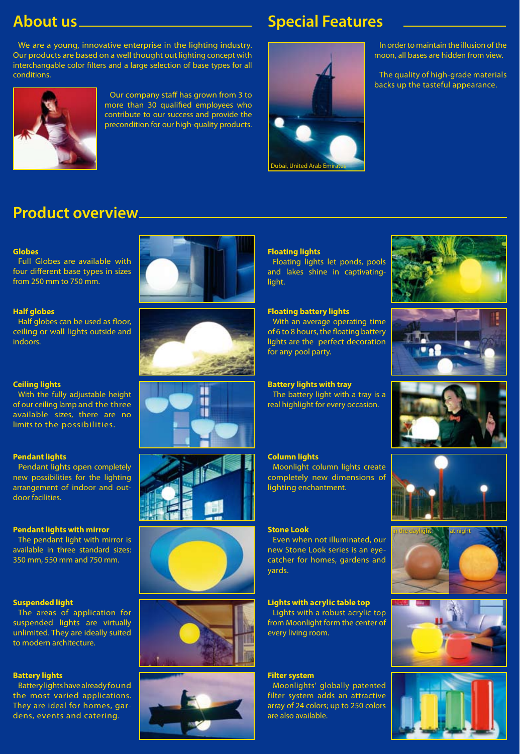## About us

We are a young, innovative enterprise in the lighting industry. Our products are based on a well thought out lighting concept with interchangable color filters and a large selection of base types for all conditions.

Our company staff has grown from 3 to more than 30 qualified employees who contribute to our success and provide the precondition for our high-quality products.

## Special Features

Dubai, United Arab Emirates

In order to maintain the illusion of the moon, all bases are hidden from view.

The quality of high-grade materials backs up the tasteful appearance.

## Product overview

**Globes**
Full Globes are available with four different base types in sizes from 250 mm to 750 mm.

**Half globes**
Half globes can be used as floor, ceiling or wall lights outside and indoors.

**Ceiling lights**
With the fully adjustable height of our ceiling lamp and the three available sizes, there are no limits to the possibilities.

**Pendant lights**
Pendant lights open completely new possibilities for the lighting arrangement of indoor and outdoor facilities.

**Pendant lights with mirror**
The pendant light with mirror is available in three standard sizes: 350 mm, 550 mm and 750 mm.

**Suspended light**
The areas of application for suspended lights are virtually unlimited. They are ideally suited to modern architecture.

**Battery lights**
Battery lights have already found the most varied applications. They are ideal for homes, gardens, events and catering.

**Floating lights**
Floating lights let ponds, pools and lakes shine in captivating light.

**Floating battery lights**
With an average operating time of 6 to 8 hours, the floating battery lights are the perfect decoration for any pool party.

**Battery lights with tray**
The battery light with a tray is a real highlight for every occasion.

**Column lights**
Moonlight column lights create completely new dimensions of lighting enchantment.

**Stone Look**
Even when not illuminated, our new Stone Look series is an eye-catcher for homes, gardens and yards.

In the daylight | at night

**Lights with acrylic table top**
Lights with a robust acrylic top from Moonlight form the center of every living room.

**Filter system**
Moonlights' globally patented filter system adds an attractive array of 24 colors; up to 250 colors are also available.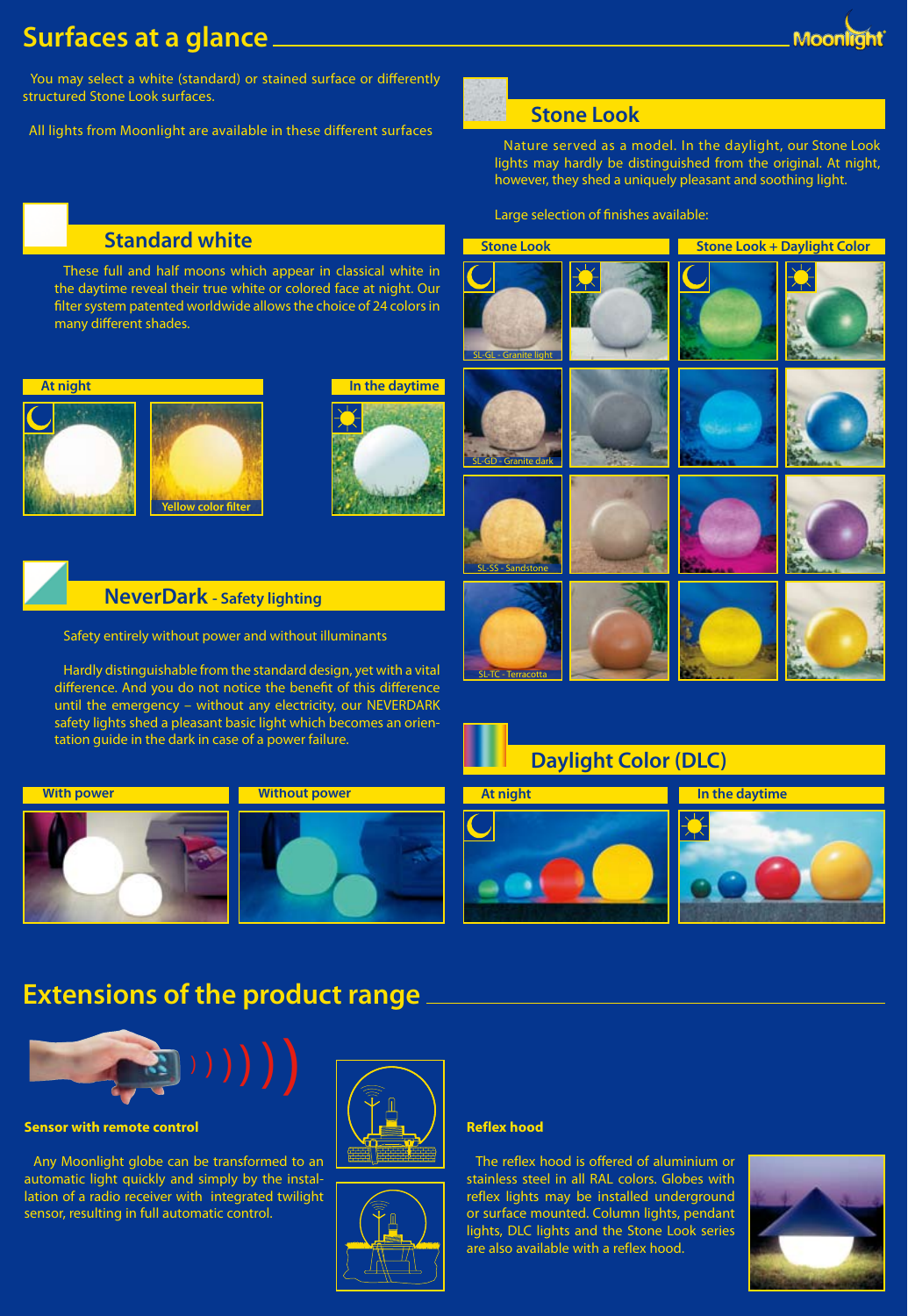# Surfaces at a glance

You may select a white (standard) or stained surface or differently structured Stone Look surfaces.

All lights from Moonlight are available in these different surfaces

## Standard white

These full and half moons which appear in classical white in the daytime reveal their true white or colored face at night. Our filter system patented worldwide allows the choice of 24 colors in many different shades.

At night

Yellow color filter

In the daytime

## NeverDark - Safety lighting

Safety entirely without power and without illuminants

Hardly distinguishable from the standard design, yet with a vital difference. And you do not notice the benefit of this difference until the emergency – without any electricity, our NEVERDARK safety lights shed a pleasant basic light which becomes an orientation guide in the dark in case of a power failure.

With power

Without power

## Stone Look

Nature served as a model. In the daylight, our Stone Look lights may hardly be distinguished from the original. At night, however, they shed a uniquely pleasant and soothing light.

Large selection of finishes available:

Stone Look

Stone Look + Daylight Color

SL-GL - Granite light

SL-GD - Granite dark

SL-SS - Sandstone

SL-TC - Terracotta

## Daylight Color (DLC)

At night

In the daytime

# Extensions of the product range

**Sensor with remote control**

Any Moonlight globe can be transformed to an automatic light quickly and simply by the installation of a radio receiver with integrated twilight sensor, resulting in full automatic control.

**Reflex hood**

The reflex hood is offered of aluminium or stainless steel in all RAL colors. Globes with reflex lights may be installed underground or surface mounted. Column lights, pendant lights, DLC lights and the Stone Look series are also available with a reflex hood.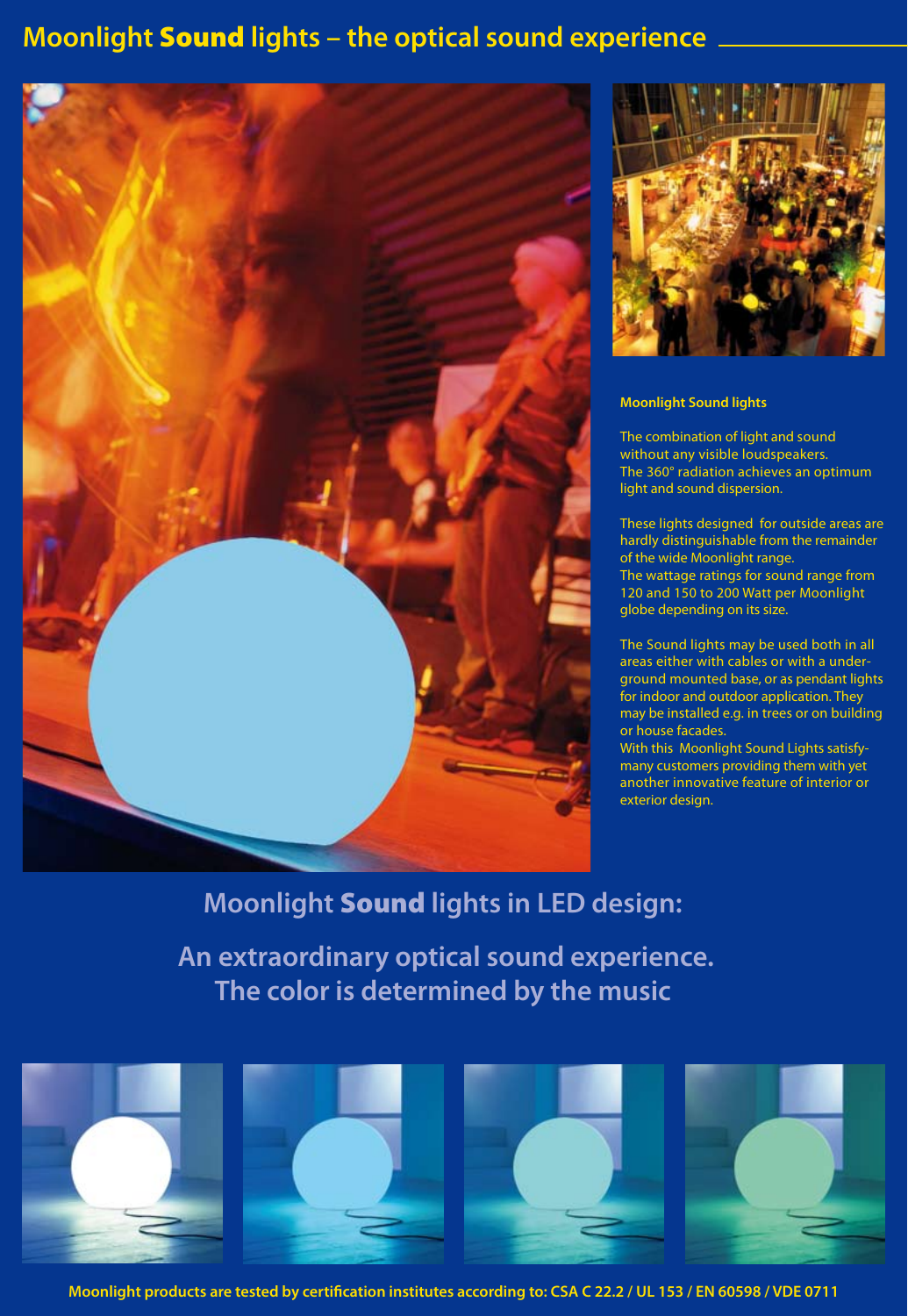# Moonlight **Sound** lights – the optical sound experience

### Moonlight Sound lights

The combination of light and sound without any visible loudspeakers. The 360° radiation achieves an optimum light and sound dispersion.

These lights designed for outside areas are hardly distinguishable from the remainder of the wide Moonlight range. The wattage ratings for sound range from 120 and 150 to 200 Watt per Moonlight globe depending on its size.

The Sound lights may be used both in all areas either with cables or with a underground mounted base, or as pendant lights for indoor and outdoor application. They may be installed e.g. in trees or on building or house facades. With this Moonlight Sound Lights satisfymany customers providing them with yet another innovative feature of interior or exterior design.

## Moonlight **Sound** lights in LED design:

## An extraordinary optical sound experience. The color is determined by the music

**Moonlight products are tested by certification institutes according to: CSA C 22.2 / UL 153 / EN 60598 / VDE 0711**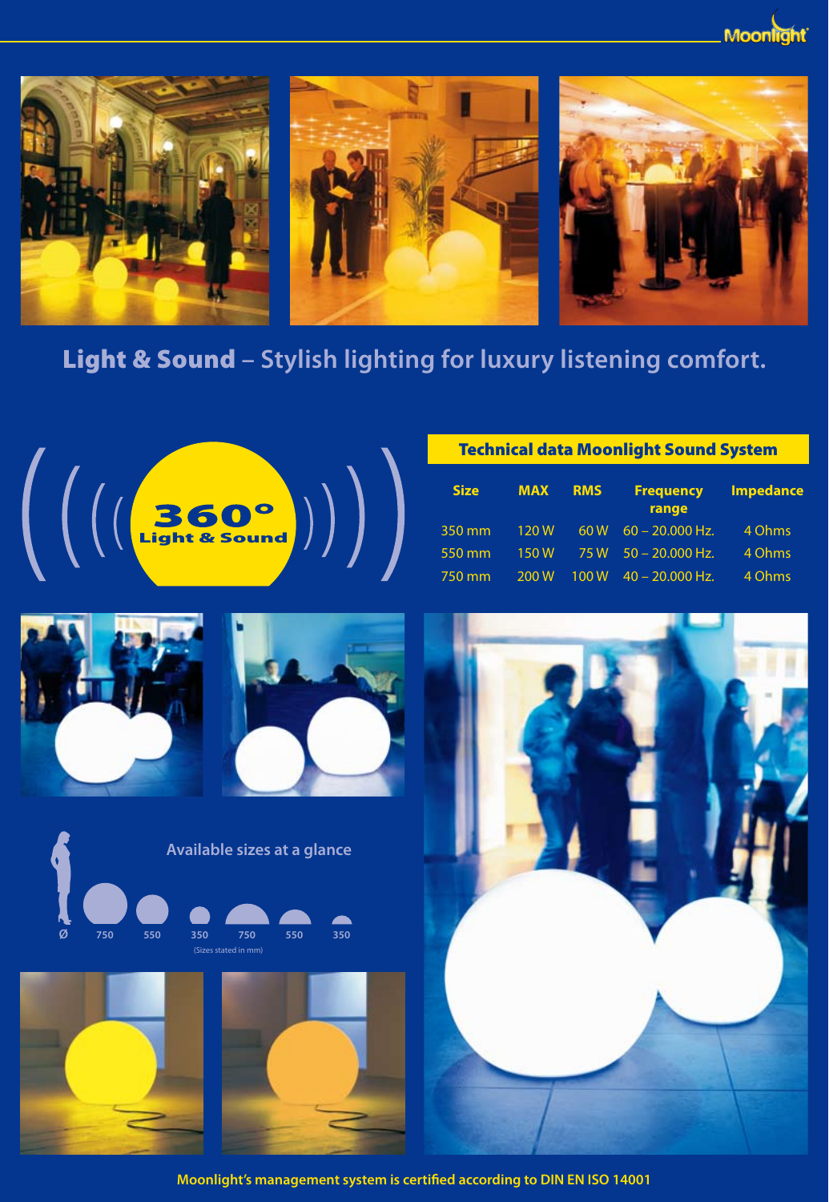## **Light & Sound** – Stylish lighting for luxury listening comfort.

360° Light & Sound

### Technical data Moonlight Sound System

| Size | MAX | RMS | Frequency range | Impedance |
|---|---|---|---|---|
| 350 mm | 120 W | 60 W | 60 – 20.000 Hz. | 4 Ohms |
| 550 mm | 150 W | 75 W | 50 – 20.000 Hz. | 4 Ohms |
| 750 mm | 200 W | 100 W | 40 – 20.000 Hz. | 4 Ohms |

### Available sizes at a glance

Ø 750 550 350 750 550 350

(Sizes stated in mm)

**Moonlight's management system is certified according to DIN EN ISO 14001**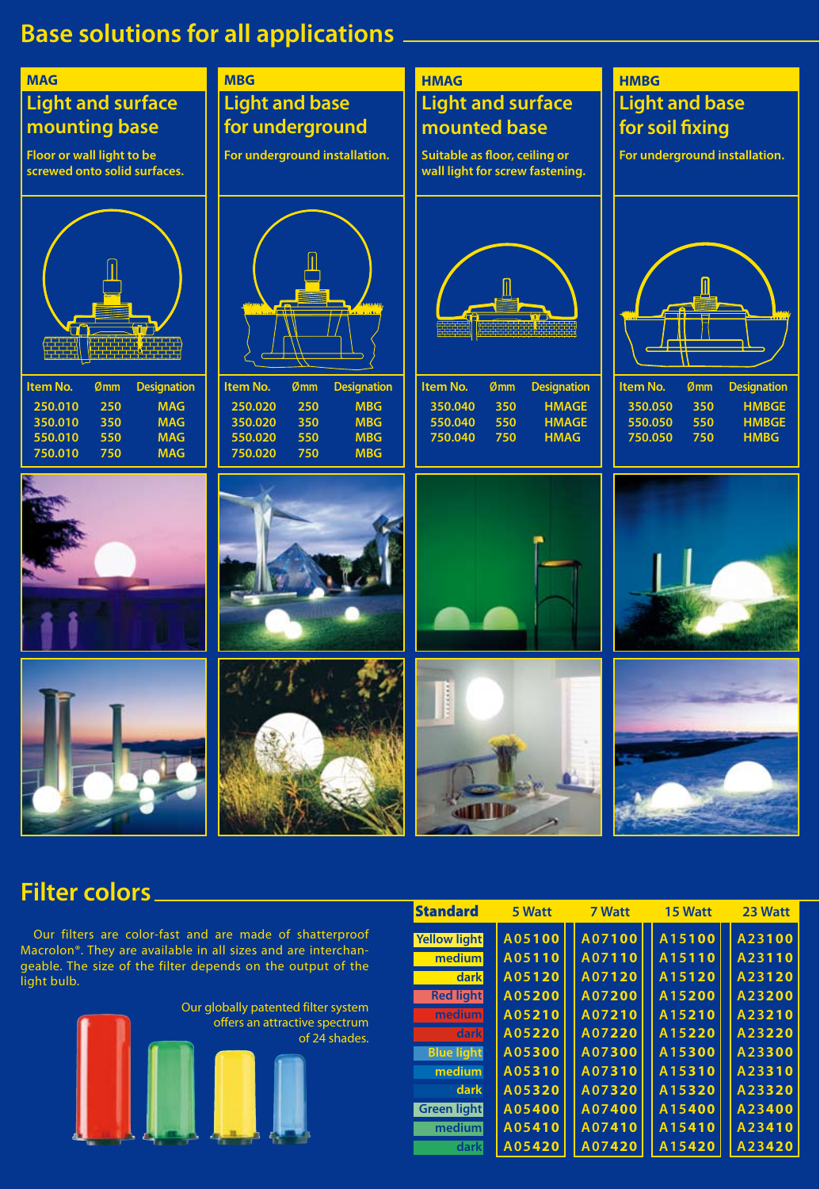# Base solutions for all applications

## MAG

### Light and surface mounting base

Floor or wall light to be screwed onto solid surfaces.

| Item No. | Ømm | Designation |
|---|---|---|
| 250.010 | 250 | MAG |
| 350.010 | 350 | MAG |
| 550.010 | 550 | MAG |
| 750.010 | 750 | MAG |

## MBG

### Light and base for underground

For underground installation.

| Item No. | Ømm | Designation |
|---|---|---|
| 250.020 | 250 | MBG |
| 350.020 | 350 | MBG |
| 550.020 | 550 | MBG |
| 750.020 | 750 | MBG |

## HMAG

### Light and surface mounted base

Suitable as floor, ceiling or wall light for screw fastening.

| Item No. | Ømm | Designation |
|---|---|---|
| 350.040 | 350 | HMAGE |
| 550.040 | 550 | HMAGE |
| 750.040 | 750 | HMAG |

## HMBG

### Light and base for soil fixing

For underground installation.

| Item No. | Ømm | Designation |
|---|---|---|
| 350.050 | 350 | HMBGE |
| 550.050 | 550 | HMBGE |
| 750.050 | 750 | HMBG |

# Filter colors

Our filters are color-fast and are made of shatterproof Macrolon®. They are available in all sizes and are interchangeable. The size of the filter depends on the output of the light bulb.

Our globally patented filter system offers an attractive spectrum of 24 shades.

| Standard | 5 Watt | 7 Watt | 15 Watt | 23 Watt |
|---|---|---|---|---|
| Yellow light | A05100 | A07100 | A15100 | A23100 |
| medium | A05110 | A07110 | A15110 | A23110 |
| dark | A05120 | A07120 | A15120 | A23120 |
| Red light | A05200 | A07200 | A15200 | A23200 |
| medium | A05210 | A07210 | A15210 | A23210 |
| dark | A05220 | A07220 | A15220 | A23220 |
| Blue light | A05300 | A07300 | A15300 | A23300 |
| medium | A05310 | A07310 | A15310 | A23310 |
| dark | A05320 | A07320 | A15320 | A23320 |
| Green light | A05400 | A07400 | A15400 | A23400 |
| medium | A05410 | A07410 | A15410 | A23410 |
| dark | A05420 | A07420 | A15420 | A23420 |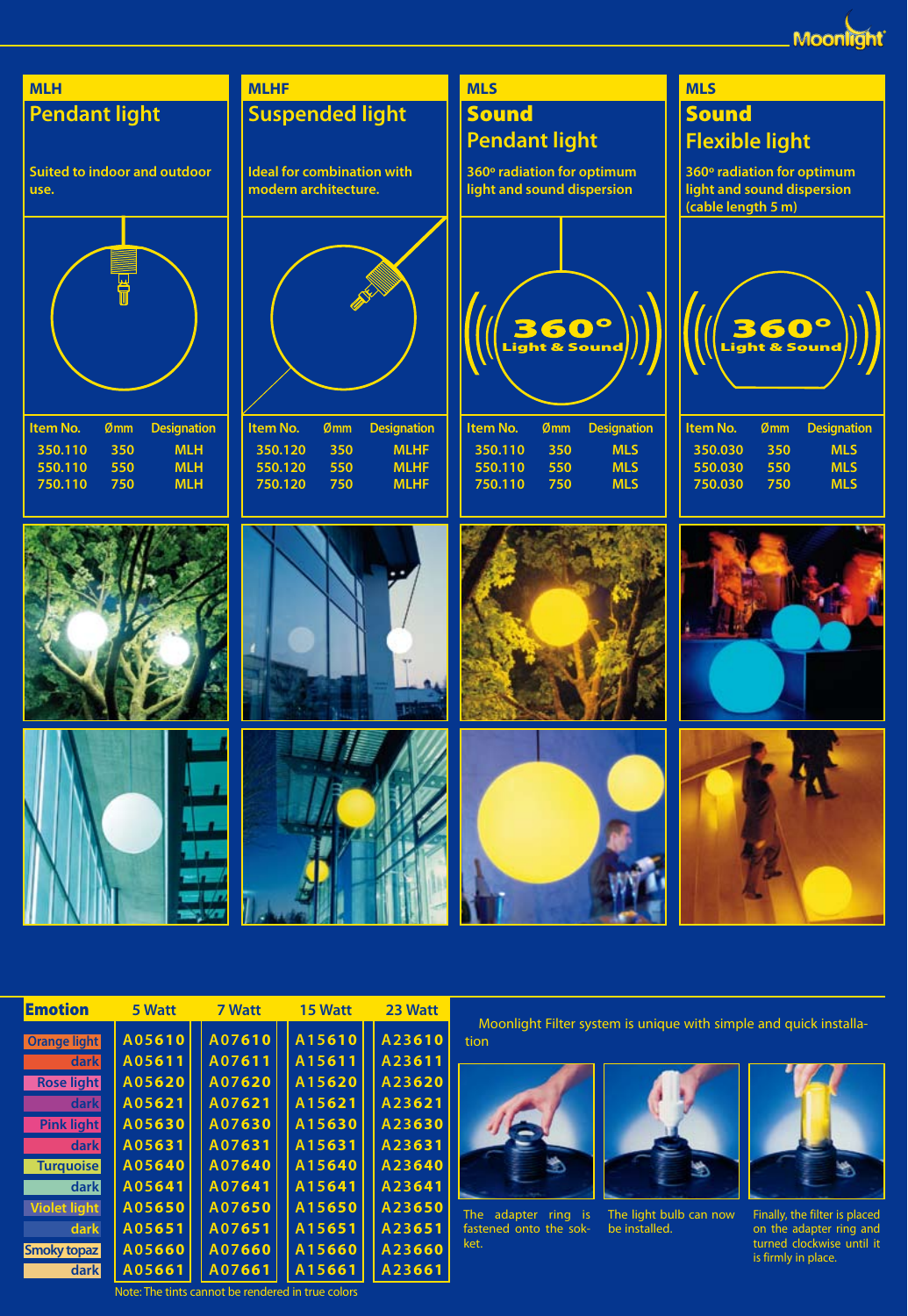## MLH

### Pendant light

Suited to indoor and outdoor use.

| Item No. | Ømm | Designation |
|---|---|---|
| 350.110 | 350 | MLH |
| 550.110 | 550 | MLH |
| 750.110 | 750 | MLH |

## MLHF

### Suspended light

Ideal for combination with modern architecture.

| Item No. | Ømm | Designation |
|---|---|---|
| 350.120 | 350 | MLHF |
| 550.120 | 550 | MLHF |
| 750.120 | 750 | MLHF |

## MLS

### Sound Pendant light

360° radiation for optimum light and sound dispersion

360° Light & Sound

| Item No. | Ømm | Designation |
|---|---|---|
| 350.110 | 350 | MLS |
| 550.110 | 550 | MLS |
| 750.110 | 750 | MLS |

## MLS

### Sound Flexible light

360° radiation for optimum light and sound dispersion (cable length 5 m)

360° Light & Sound

| Item No. | Ømm | Designation |
|---|---|---|
| 350.030 | 350 | MLS |
| 550.030 | 550 | MLS |
| 750.030 | 750 | MLS |

| Emotion | 5 Watt | 7 Watt | 15 Watt | 23 Watt |
|---|---|---|---|---|
| Orange light | A05610 | A07610 | A15610 | A23610 |
| dark | A05611 | A07611 | A15611 | A23611 |
| Rose light | A05620 | A07620 | A15620 | A23620 |
| dark | A05621 | A07621 | A15621 | A23621 |
| Pink light | A05630 | A07630 | A15630 | A23630 |
| dark | A05631 | A07631 | A15631 | A23631 |
| Turquoise | A05640 | A07640 | A15640 | A23640 |
| dark | A05641 | A07641 | A15641 | A23641 |
| Violet light | A05650 | A07650 | A15650 | A23650 |
| dark | A05651 | A07651 | A15651 | A23651 |
| Smoky topaz | A05660 | A07660 | A15660 | A23660 |
| dark | A05661 | A07661 | A15661 | A23661 |

Note: The tints cannot be rendered in true colors

Moonlight Filter system is unique with simple and quick installation

The adapter ring is fastened onto the socket.

The light bulb can now be installed.

Finally, the filter is placed on the adapter ring and turned clockwise until it is firmly in place.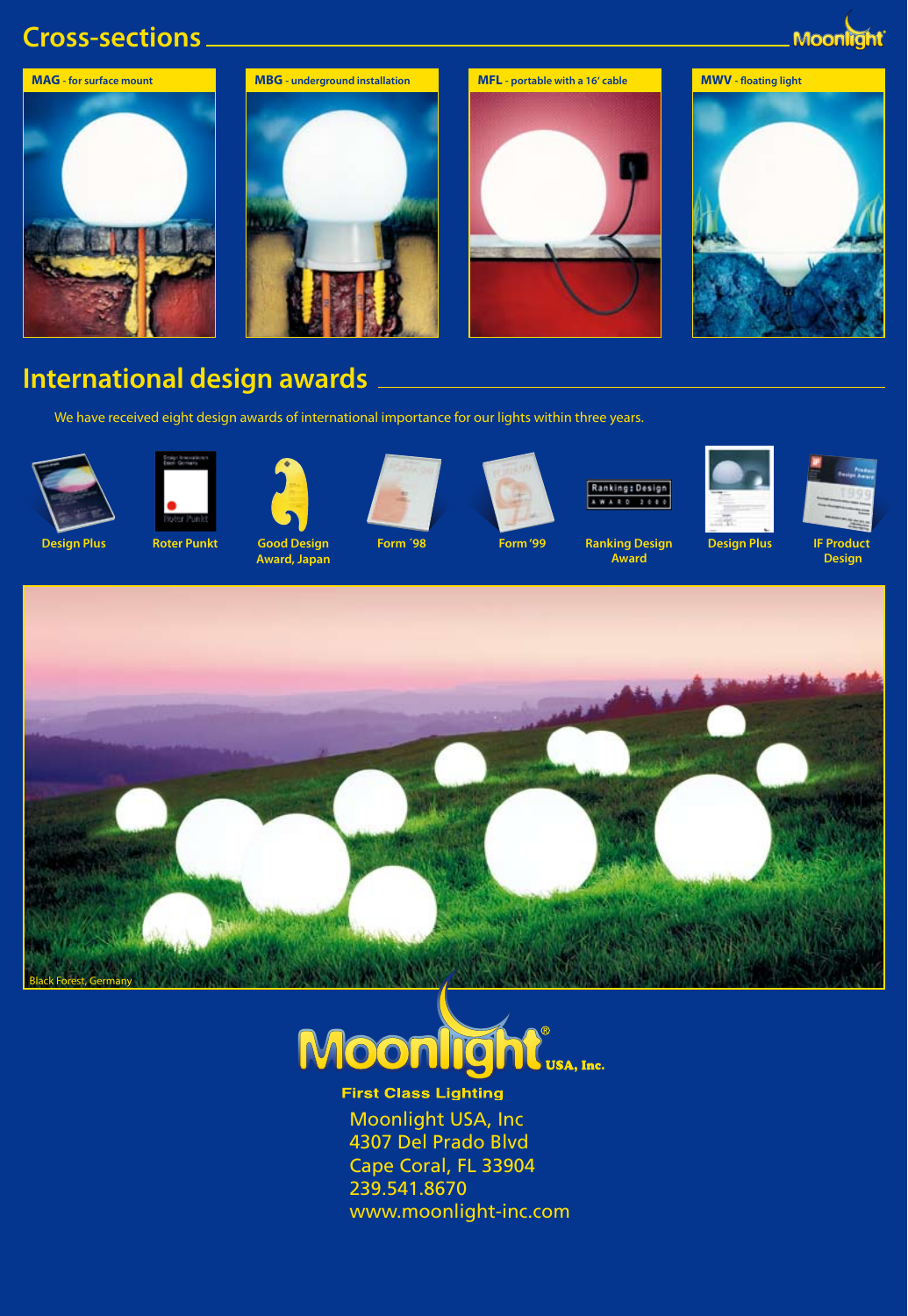## Cross-sections

**MAG** - for surface mount

**MBG** - underground installation

**MFL** - portable with a 16' cable

**MWV** - floating light

## International design awards

We have received eight design awards of international importance for our lights within three years.

Design Plus

Roter Punkt

Good Design Award, Japan

Form ´98

Form ’99

Ranking Design Award

Design Plus

IF Product Design

Black Forest, Germany

Moonlight® USA, Inc.

**First Class Lighting**

Moonlight USA, Inc
4307 Del Prado Blvd
Cape Coral, FL 33904
239.541.8670
www.moonlight-inc.com